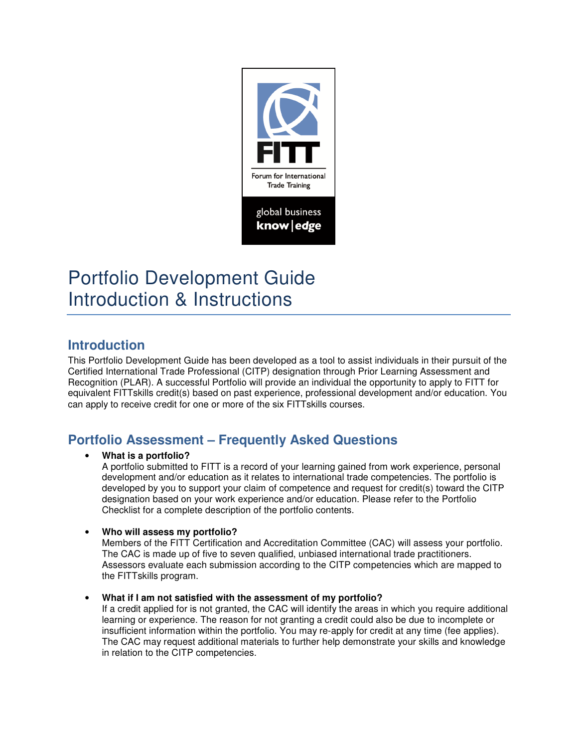# Portfolio Development Guide
# Introduction & Instructions

## Introduction

This Portfolio Development Guide has been developed as a tool to assist individuals in their pursuit of the Certified International Trade Professional (CITP) designation through Prior Learning Assessment and Recognition (PLAR). A successful Portfolio will provide an individual the opportunity to apply to FITT for equivalent FITTskills credit(s) based on past experience, professional development and/or education. You can apply to receive credit for one or more of the six FITTskills courses.

## Portfolio Assessment – Frequently Asked Questions

- **What is a portfolio?**
  A portfolio submitted to FITT is a record of your learning gained from work experience, personal development and/or education as it relates to international trade competencies. The portfolio is developed by you to support your claim of competence and request for credit(s) toward the CITP designation based on your work experience and/or education. Please refer to the Portfolio Checklist for a complete description of the portfolio contents.

- **Who will assess my portfolio?**
  Members of the FITT Certification and Accreditation Committee (CAC) will assess your portfolio. The CAC is made up of five to seven qualified, unbiased international trade practitioners. Assessors evaluate each submission according to the CITP competencies which are mapped to the FITTskills program.

- **What if I am not satisfied with the assessment of my portfolio?**
  If a credit applied for is not granted, the CAC will identify the areas in which you require additional learning or experience. The reason for not granting a credit could also be due to incomplete or insufficient information within the portfolio. You may re-apply for credit at any time (fee applies). The CAC may request additional materials to further help demonstrate your skills and knowledge in relation to the CITP competencies.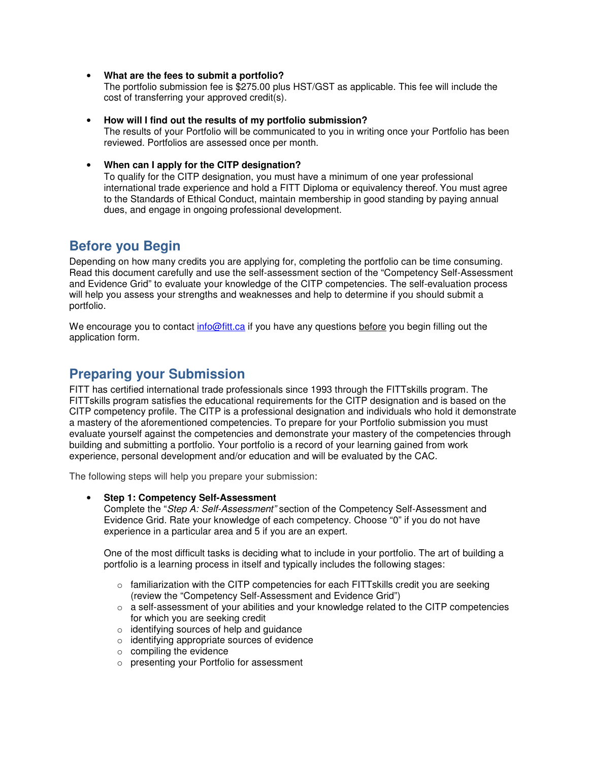- **What are the fees to submit a portfolio?**
  The portfolio submission fee is $275.00 plus HST/GST as applicable. This fee will include the cost of transferring your approved credit(s).

- **How will I find out the results of my portfolio submission?**
  The results of your Portfolio will be communicated to you in writing once your Portfolio has been reviewed. Portfolios are assessed once per month.

- **When can I apply for the CITP designation?**
  To qualify for the CITP designation, you must have a minimum of one year professional international trade experience and hold a FITT Diploma or equivalency thereof. You must agree to the Standards of Ethical Conduct, maintain membership in good standing by paying annual dues, and engage in ongoing professional development.

## Before you Begin

Depending on how many credits you are applying for, completing the portfolio can be time consuming. Read this document carefully and use the self-assessment section of the "Competency Self-Assessment and Evidence Grid" to evaluate your knowledge of the CITP competencies. The self-evaluation process will help you assess your strengths and weaknesses and help to determine if you should submit a portfolio.

We encourage you to contact info@fitt.ca if you have any questions before you begin filling out the application form.

## Preparing your Submission

FITT has certified international trade professionals since 1993 through the FITTskills program. The FITTskills program satisfies the educational requirements for the CITP designation and is based on the CITP competency profile. The CITP is a professional designation and individuals who hold it demonstrate a mastery of the aforementioned competencies. To prepare for your Portfolio submission you must evaluate yourself against the competencies and demonstrate your mastery of the competencies through building and submitting a portfolio. Your portfolio is a record of your learning gained from work experience, personal development and/or education and will be evaluated by the CAC.

The following steps will help you prepare your submission:

- **Step 1: Competency Self-Assessment**
  Complete the "*Step A: Self-Assessment"* section of the Competency Self-Assessment and Evidence Grid. Rate your knowledge of each competency. Choose "0" if you do not have experience in a particular area and 5 if you are an expert.

  One of the most difficult tasks is deciding what to include in your portfolio. The art of building a portfolio is a learning process in itself and typically includes the following stages:

  - familiarization with the CITP competencies for each FITTskills credit you are seeking (review the "Competency Self-Assessment and Evidence Grid")
  - a self-assessment of your abilities and your knowledge related to the CITP competencies for which you are seeking credit
  - identifying sources of help and guidance
  - identifying appropriate sources of evidence
  - compiling the evidence
  - presenting your Portfolio for assessment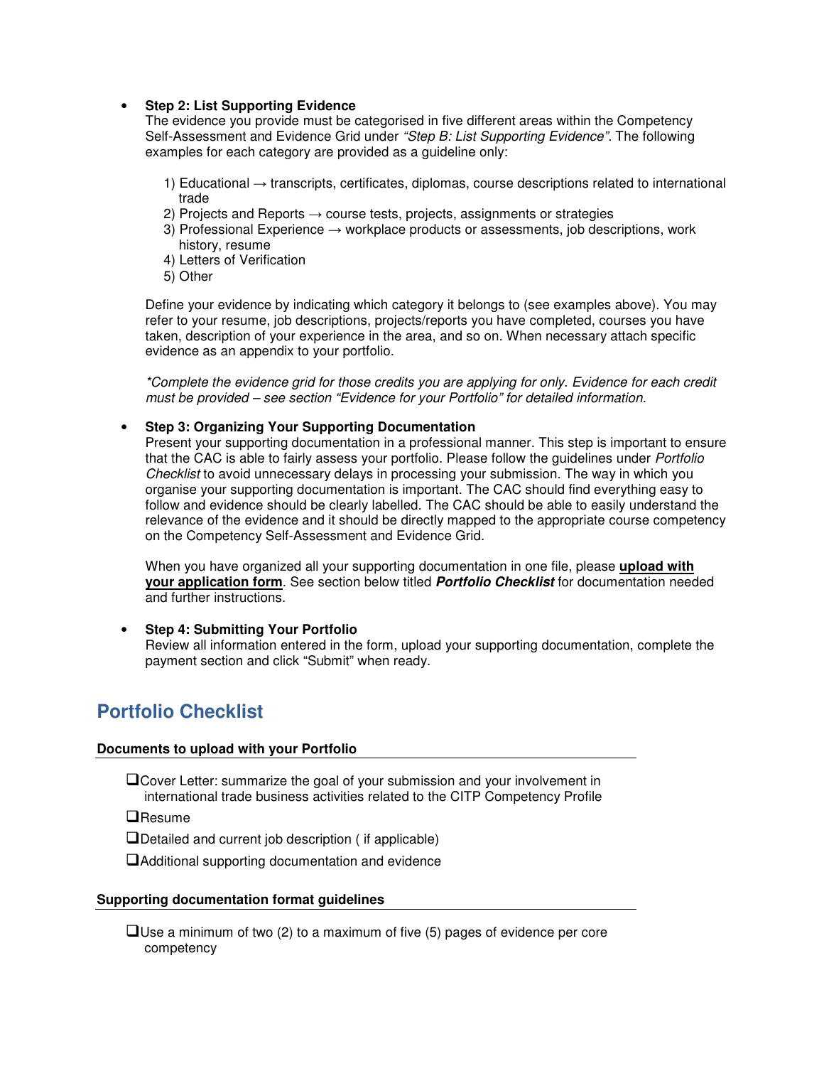- **Step 2: List Supporting Evidence**
  The evidence you provide must be categorised in five different areas within the Competency Self-Assessment and Evidence Grid under *"Step B: List Supporting Evidence"*. The following examples for each category are provided as a guideline only:

  1) Educational → transcripts, certificates, diplomas, course descriptions related to international trade
  2) Projects and Reports → course tests, projects, assignments or strategies
  3) Professional Experience → workplace products or assessments, job descriptions, work history, resume
  4) Letters of Verification
  5) Other

  Define your evidence by indicating which category it belongs to (see examples above). You may refer to your resume, job descriptions, projects/reports you have completed, courses you have taken, description of your experience in the area, and so on. When necessary attach specific evidence as an appendix to your portfolio.

  *\*Complete the evidence grid for those credits you are applying for only. Evidence for each credit must be provided – see section "Evidence for your Portfolio" for detailed information.*

- **Step 3: Organizing Your Supporting Documentation**
  Present your supporting documentation in a professional manner. This step is important to ensure that the CAC is able to fairly assess your portfolio. Please follow the guidelines under *Portfolio Checklist* to avoid unnecessary delays in processing your submission. The way in which you organise your supporting documentation is important. The CAC should find everything easy to follow and evidence should be clearly labelled. The CAC should be able to easily understand the relevance of the evidence and it should be directly mapped to the appropriate course competency on the Competency Self-Assessment and Evidence Grid.

  When you have organized all your supporting documentation in one file, please **<u>upload with your application form</u>**. See section below titled ***Portfolio Checklist*** for documentation needed and further instructions.

- **Step 4: Submitting Your Portfolio**
  Review all information entered in the form, upload your supporting documentation, complete the payment section and click "Submit" when ready.

## Portfolio Checklist

**Documents to upload with your Portfolio**

- ❑ Cover Letter: summarize the goal of your submission and your involvement in international trade business activities related to the CITP Competency Profile
- ❑ Resume
- ❑ Detailed and current job description ( if applicable)
- ❑ Additional supporting documentation and evidence

**Supporting documentation format guidelines**

- ❑ Use a minimum of two (2) to a maximum of five (5) pages of evidence per core competency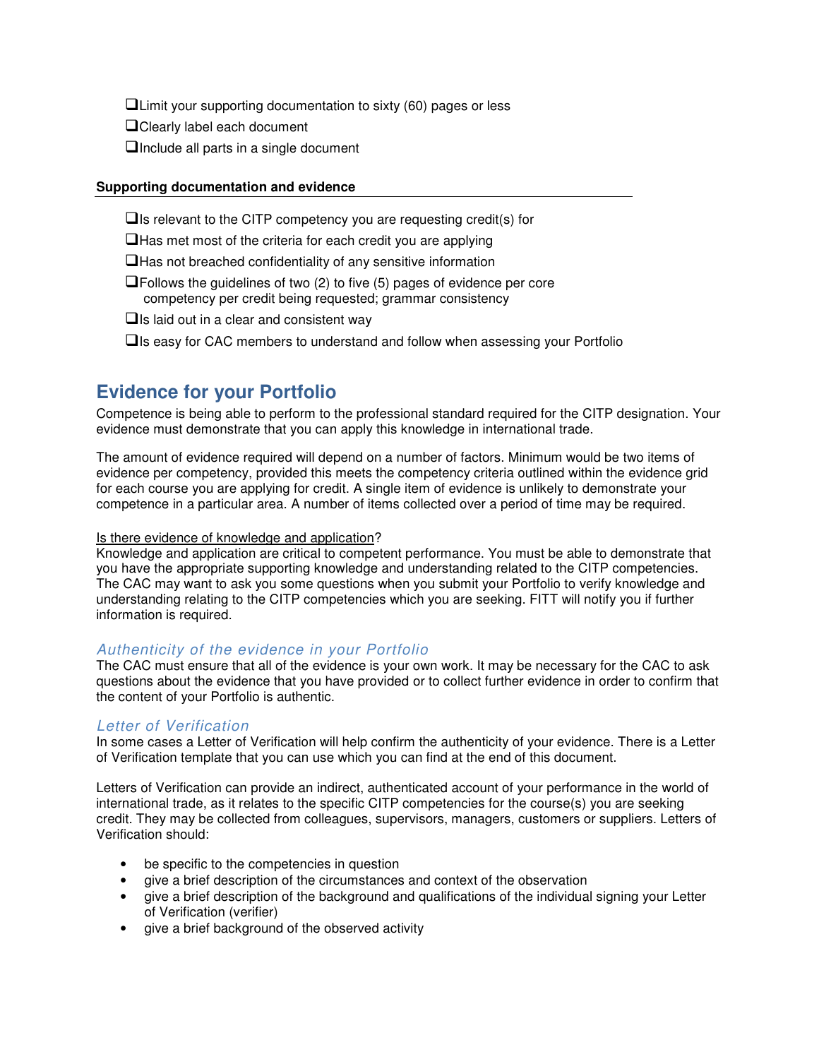- ☐ Limit your supporting documentation to sixty (60) pages or less
- ☐ Clearly label each document
- ☐ Include all parts in a single document

**Supporting documentation and evidence**

- ☐ Is relevant to the CITP competency you are requesting credit(s) for
- ☐ Has met most of the criteria for each credit you are applying
- ☐ Has not breached confidentiality of any sensitive information
- ☐ Follows the guidelines of two (2) to five (5) pages of evidence per core competency per credit being requested; grammar consistency
- ☐ Is laid out in a clear and consistent way
- ☐ Is easy for CAC members to understand and follow when assessing your Portfolio

## Evidence for your Portfolio

Competence is being able to perform to the professional standard required for the CITP designation. Your evidence must demonstrate that you can apply this knowledge in international trade.

The amount of evidence required will depend on a number of factors. Minimum would be two items of evidence per competency, provided this meets the competency criteria outlined within the evidence grid for each course you are applying for credit. A single item of evidence is unlikely to demonstrate your competence in a particular area. A number of items collected over a period of time may be required.

<u>Is there evidence of knowledge and application</u>?

Knowledge and application are critical to competent performance. You must be able to demonstrate that you have the appropriate supporting knowledge and understanding related to the CITP competencies. The CAC may want to ask you some questions when you submit your Portfolio to verify knowledge and understanding relating to the CITP competencies which you are seeking. FITT will notify you if further information is required.

### *Authenticity of the evidence in your Portfolio*

The CAC must ensure that all of the evidence is your own work. It may be necessary for the CAC to ask questions about the evidence that you have provided or to collect further evidence in order to confirm that the content of your Portfolio is authentic.

### *Letter of Verification*

In some cases a Letter of Verification will help confirm the authenticity of your evidence. There is a Letter of Verification template that you can use which you can find at the end of this document.

Letters of Verification can provide an indirect, authenticated account of your performance in the world of international trade, as it relates to the specific CITP competencies for the course(s) you are seeking credit. They may be collected from colleagues, supervisors, managers, customers or suppliers. Letters of Verification should:

- be specific to the competencies in question
- give a brief description of the circumstances and context of the observation
- give a brief description of the background and qualifications of the individual signing your Letter of Verification (verifier)
- give a brief background of the observed activity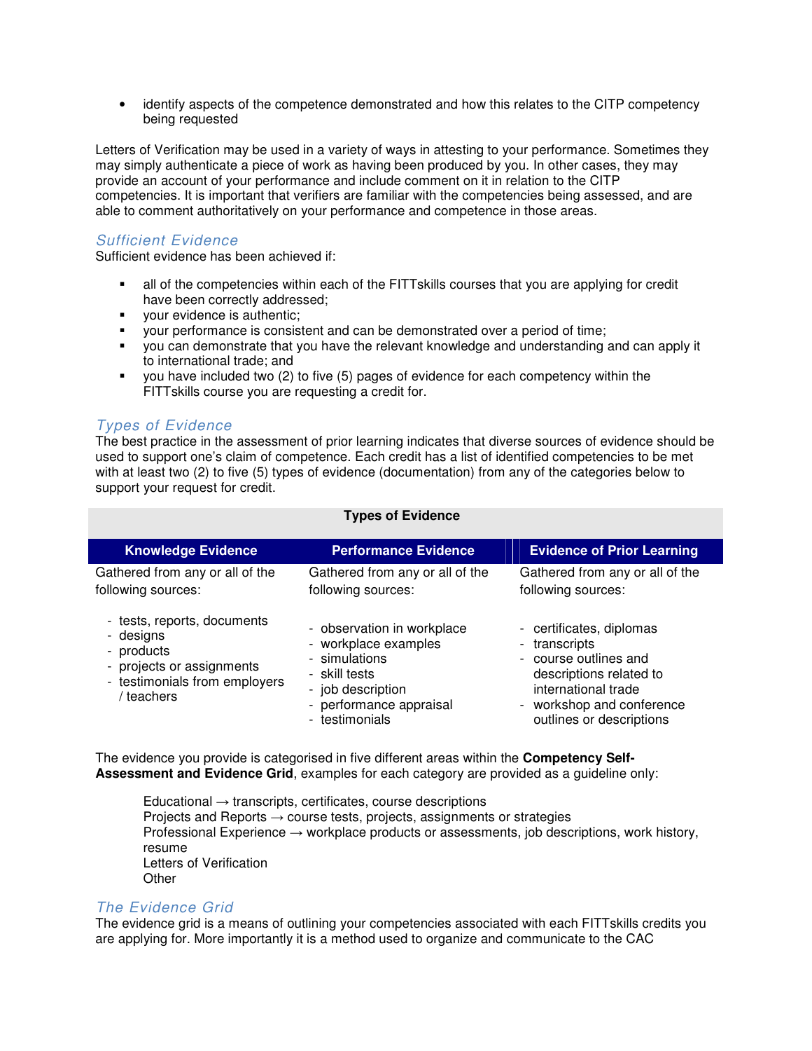- identify aspects of the competence demonstrated and how this relates to the CITP competency being requested

Letters of Verification may be used in a variety of ways in attesting to your performance. Sometimes they may simply authenticate a piece of work as having been produced by you. In other cases, they may provide an account of your performance and include comment on it in relation to the CITP competencies. It is important that verifiers are familiar with the competencies being assessed, and are able to comment authoritatively on your performance and competence in those areas.

### *Sufficient Evidence*

Sufficient evidence has been achieved if:

- all of the competencies within each of the FITTskills courses that you are applying for credit have been correctly addressed;
- your evidence is authentic;
- your performance is consistent and can be demonstrated over a period of time;
- you can demonstrate that you have the relevant knowledge and understanding and can apply it to international trade; and
- you have included two (2) to five (5) pages of evidence for each competency within the FITTskills course you are requesting a credit for.

### *Types of Evidence*

The best practice in the assessment of prior learning indicates that diverse sources of evidence should be used to support one's claim of competence. Each credit has a list of identified competencies to be met with at least two (2) to five (5) types of evidence (documentation) from any of the categories below to support your request for credit.

**Types of Evidence**

| Knowledge Evidence | Performance Evidence | Evidence of Prior Learning |
|---|---|---|
| Gathered from any or all of the following sources:<br><br>- tests, reports, documents<br>- designs<br>- products<br>- projects or assignments<br>- testimonials from employers / teachers | Gathered from any or all of the following sources:<br><br>- observation in workplace<br>- workplace examples<br>- simulations<br>- skill tests<br>- job description<br>- performance appraisal<br>- testimonials | Gathered from any or all of the following sources:<br><br>- certificates, diplomas<br>- transcripts<br>- course outlines and descriptions related to international trade<br>- workshop and conference outlines or descriptions |

The evidence you provide is categorised in five different areas within the **Competency Self-Assessment and Evidence Grid**, examples for each category are provided as a guideline only:

Educational → transcripts, certificates, course descriptions
Projects and Reports → course tests, projects, assignments or strategies
Professional Experience → workplace products or assessments, job descriptions, work history, resume
Letters of Verification
Other

### *The Evidence Grid*

The evidence grid is a means of outlining your competencies associated with each FITTskills credits you are applying for. More importantly it is a method used to organize and communicate to the CAC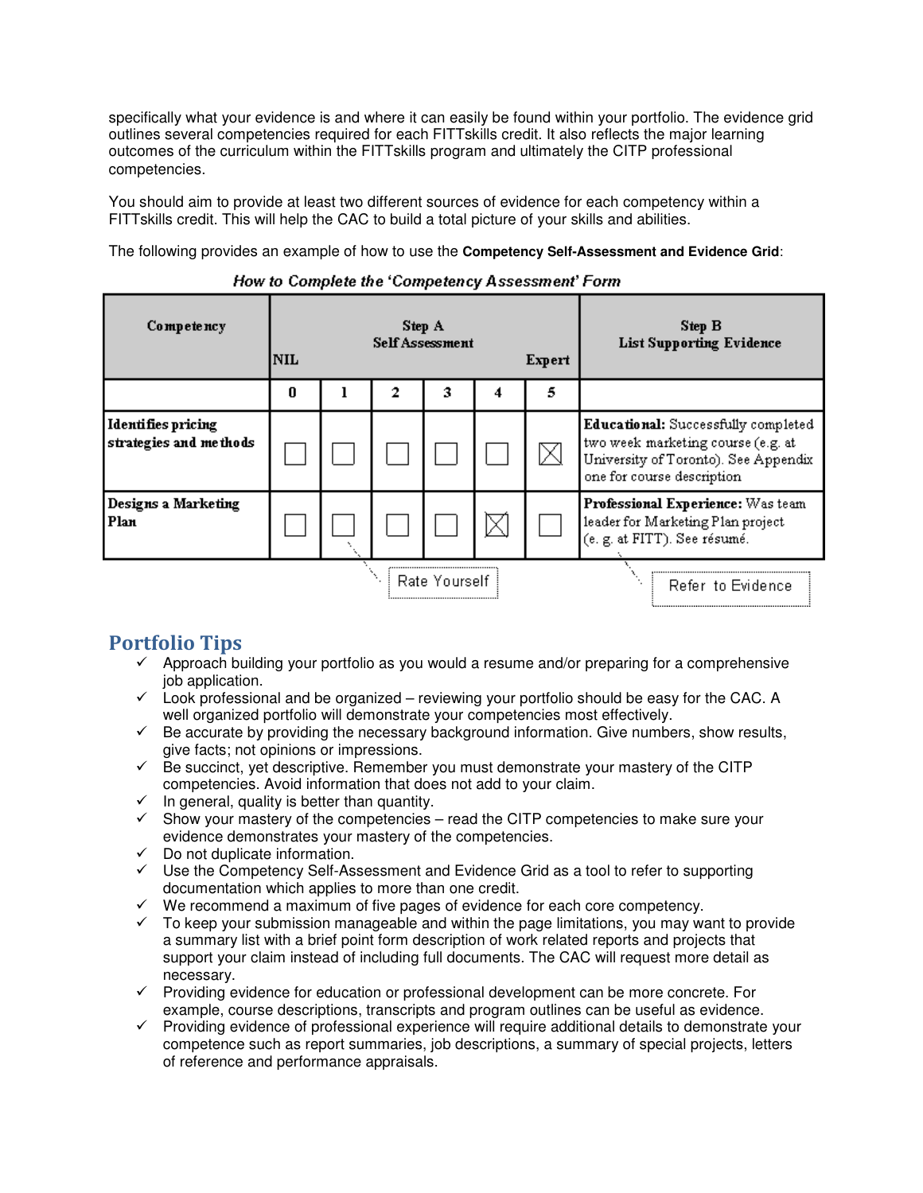specifically what your evidence is and where it can easily be found within your portfolio. The evidence grid outlines several competencies required for each FITTskills credit. It also reflects the major learning outcomes of the curriculum within the FITTskills program and ultimately the CITP professional competencies.

You should aim to provide at least two different sources of evidence for each competency within a FITTskills credit. This will help the CAC to build a total picture of your skills and abilities.

The following provides an example of how to use the **Competency Self-Assessment and Evidence Grid**:

*How to Complete the 'Competency Assessment' Form*

| Competency | Step A Self Assessment (NIL → Expert) | | | | | | Step B List Supporting Evidence |
|---|---|---|---|---|---|---|---|
| | 0 | 1 | 2 | 3 | 4 | 5 | |
| **Identifies pricing strategies and methods** | ☐ | ☐ | ☐ | ☐ | ☐ | ☒ | **Educational:** Successfully completed two week marketing course (e.g. at University of Toronto). See Appendix one for course description |
| **Designs a Marketing Plan** | ☐ | ☐ | ☐ | ☐ | ☒ | ☐ | **Professional Experience:** Was team leader for Marketing Plan project (e. g. at FITT). See résumé. |

Rate Yourself — Refer to Evidence

## Portfolio Tips

- ✓ Approach building your portfolio as you would a resume and/or preparing for a comprehensive job application.
- ✓ Look professional and be organized – reviewing your portfolio should be easy for the CAC. A well organized portfolio will demonstrate your competencies most effectively.
- ✓ Be accurate by providing the necessary background information. Give numbers, show results, give facts; not opinions or impressions.
- ✓ Be succinct, yet descriptive. Remember you must demonstrate your mastery of the CITP competencies. Avoid information that does not add to your claim.
- ✓ In general, quality is better than quantity.
- ✓ Show your mastery of the competencies – read the CITP competencies to make sure your evidence demonstrates your mastery of the competencies.
- ✓ Do not duplicate information.
- ✓ Use the Competency Self-Assessment and Evidence Grid as a tool to refer to supporting documentation which applies to more than one credit.
- ✓ We recommend a maximum of five pages of evidence for each core competency.
- ✓ To keep your submission manageable and within the page limitations, you may want to provide a summary list with a brief point form description of work related reports and projects that support your claim instead of including full documents. The CAC will request more detail as necessary.
- ✓ Providing evidence for education or professional development can be more concrete. For example, course descriptions, transcripts and program outlines can be useful as evidence.
- ✓ Providing evidence of professional experience will require additional details to demonstrate your competence such as report summaries, job descriptions, a summary of special projects, letters of reference and performance appraisals.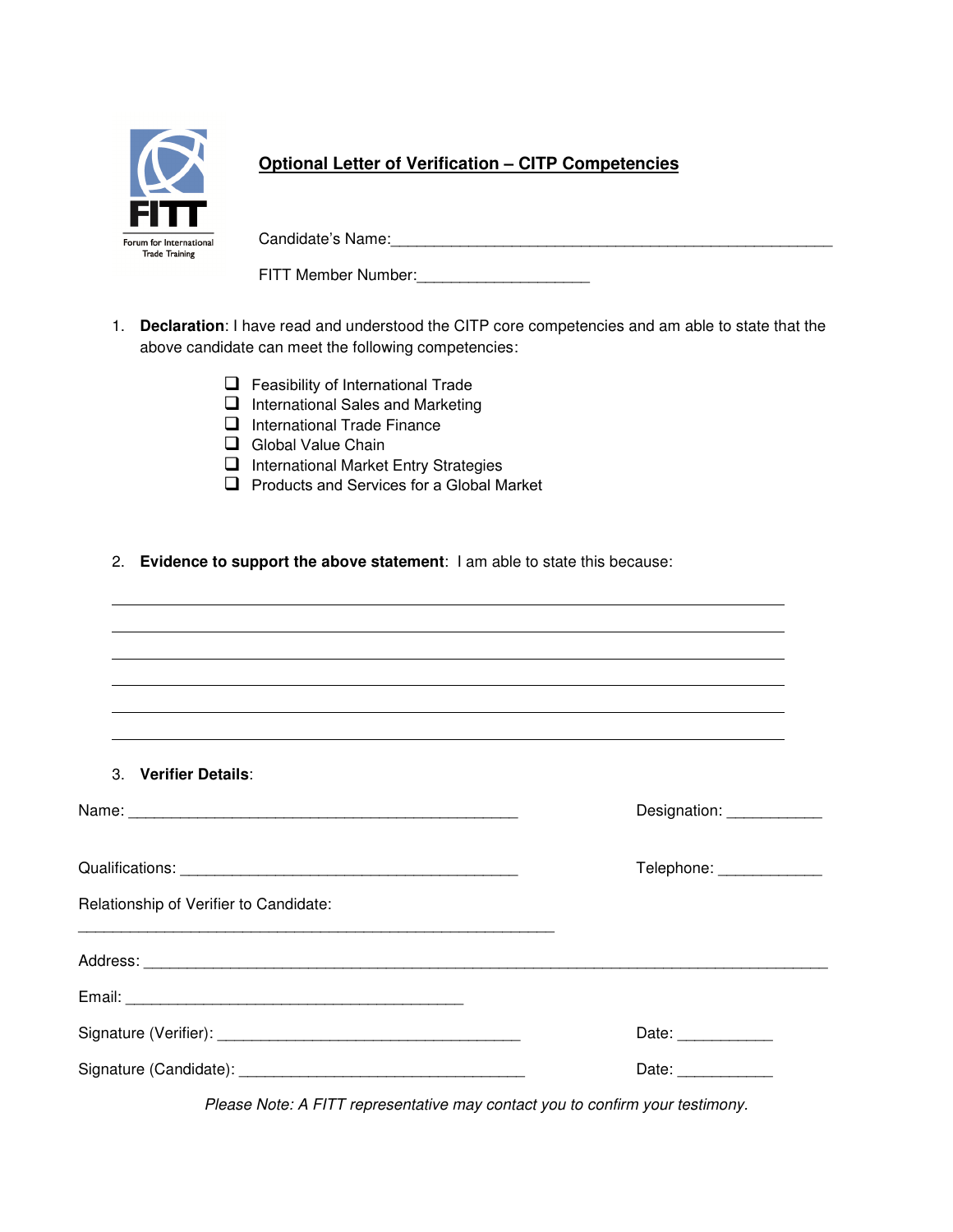FITT

Forum for International Trade Training

## Optional Letter of Verification – CITP Competencies

Candidate's Name:_____________________________________________________

FITT Member Number:____________________

1. **Declaration**: I have read and understood the CITP core competencies and am able to state that the above candidate can meet the following competencies:

   - ☐ Feasibility of International Trade
   - ☐ International Sales and Marketing
   - ☐ International Trade Finance
   - ☐ Global Value Chain
   - ☐ International Market Entry Strategies
   - ☐ Products and Services for a Global Market

2. **Evidence to support the above statement**: I am able to state this because:

_____________________________________________________________________________

_____________________________________________________________________________

_____________________________________________________________________________

_____________________________________________________________________________

_____________________________________________________________________________

_____________________________________________________________________________

3. **Verifier Details**:

Name: _______________________________________________ Designation: ___________

Qualifications: _________________________________________ Telephone: ____________

Relationship of Verifier to Candidate:

__________________________________________________________

Address: ___________________________________________________________________________

Email: _________________________________________

Signature (Verifier): ___________________________________ Date: ___________

Signature (Candidate): _________________________________ Date: ___________

*Please Note: A FITT representative may contact you to confirm your testimony.*